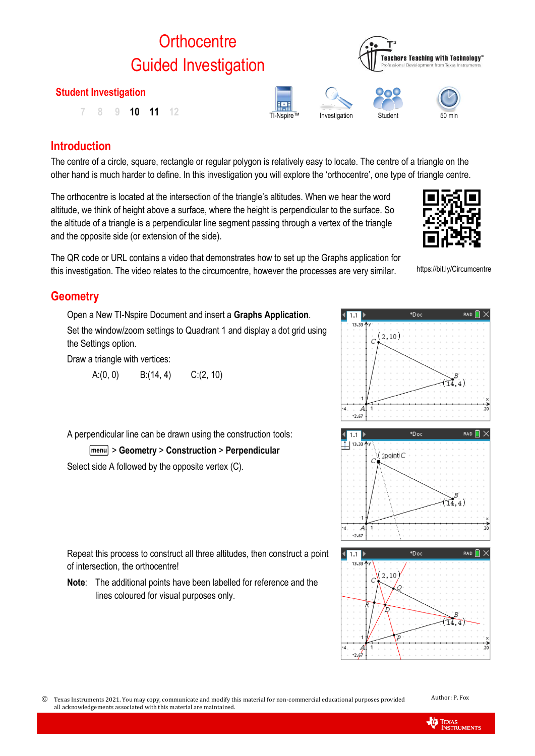# Orthocentre
# Guided Investigation

**Student Investigation**

7 8 9 **10** **11** 12

TI-Nspire™ Investigation Student 50 min

## Introduction

The centre of a circle, square, rectangle or regular polygon is relatively easy to locate. The centre of a triangle on the other hand is much harder to define. In this investigation you will explore the 'orthocentre', one type of triangle centre.

The orthocentre is located at the intersection of the triangle's altitudes. When we hear the word altitude, we think of height above a surface, where the height is perpendicular to the surface. So the altitude of a triangle is a perpendicular line segment passing through a vertex of the triangle and the opposite side (or extension of the side).

The QR code or URL contains a video that demonstrates how to set up the Graphs application for this investigation. The video relates to the circumcentre, however the processes are very similar.

https://bit.ly/Circumcentre

## Geometry

Open a New TI-Nspire Document and insert a **Graphs Application**.

Set the window/zoom settings to Quadrant 1 and display a dot grid using the Settings option.

Draw a triangle with vertices:

A:(0, 0) B:(14, 4) C:(2, 10)

A perpendicular line can be drawn using the construction tools:

menu > **Geometry** > **Construction** > **Perpendicular**

Select side A followed by the opposite vertex (C).

Repeat this process to construct all three altitudes, then construct a point of intersection, the orthocentre!

**Note**: The additional points have been labelled for reference and the lines coloured for visual purposes only.

© Texas Instruments 2021. You may copy, communicate and modify this material for non-commercial educational purposes provided all acknowledgements associated with this material are maintained.

Author: P. Fox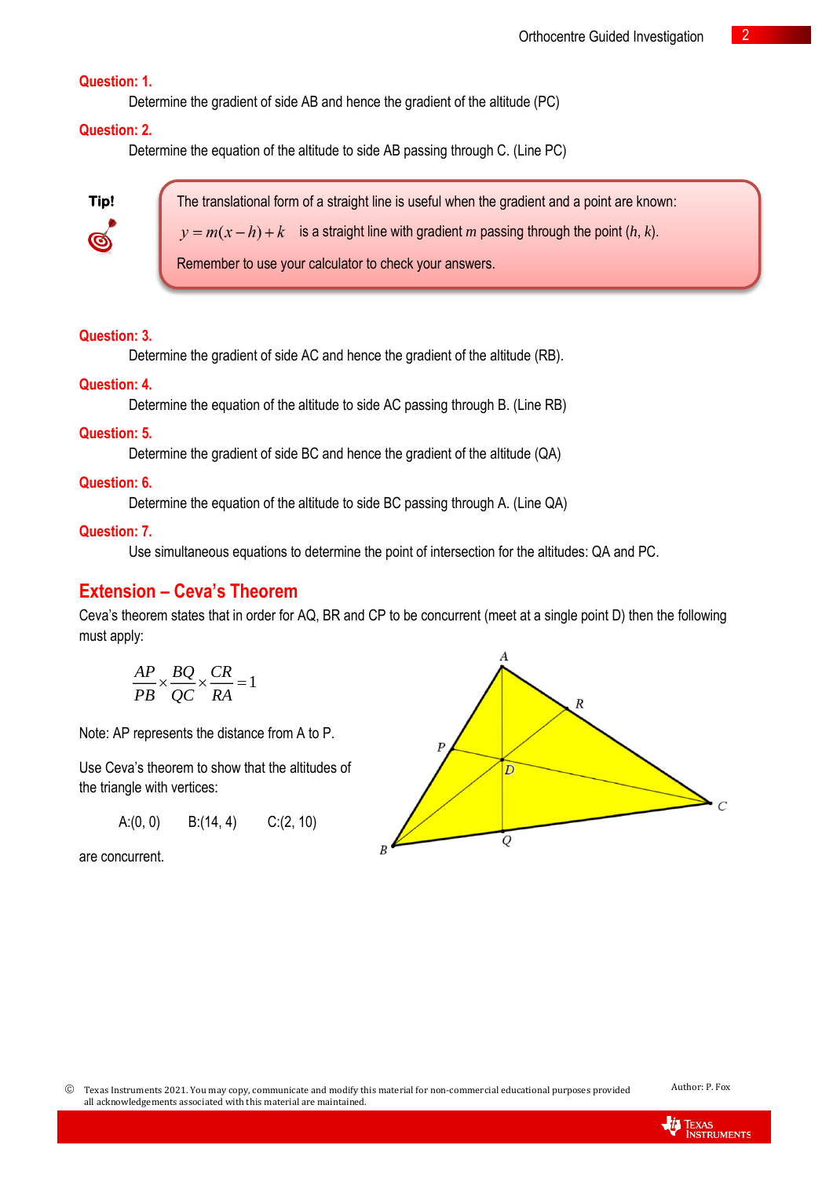**Question: 1.**

Determine the gradient of side AB and hence the gradient of the altitude (PC)

**Question: 2.**

Determine the equation of the altitude to side AB passing through C. (Line PC)

**Tip!**

The translational form of a straight line is useful when the gradient and a point are known:

$y = m(x - h) + k$ is a straight line with gradient $m$ passing through the point ($h$, $k$).

Remember to use your calculator to check your answers.

**Question: 3.**

Determine the gradient of side AC and hence the gradient of the altitude (RB).

**Question: 4.**

Determine the equation of the altitude to side AC passing through B. (Line RB)

**Question: 5.**

Determine the gradient of side BC and hence the gradient of the altitude (QA)

**Question: 6.**

Determine the equation of the altitude to side BC passing through A. (Line QA)

**Question: 7.**

Use simultaneous equations to determine the point of intersection for the altitudes: QA and PC.

## Extension – Ceva's Theorem

Ceva's theorem states that in order for AQ, BR and CP to be concurrent (meet at a single point D) then the following must apply:

$$\frac{AP}{PB} \times \frac{BQ}{QC} \times \frac{CR}{RA} = 1$$

Note: AP represents the distance from A to P.

Use Ceva's theorem to show that the altitudes of the triangle with vertices:

A:(0, 0) B:(14, 4) C:(2, 10)

are concurrent.

A
R
P
D
C
Q
B